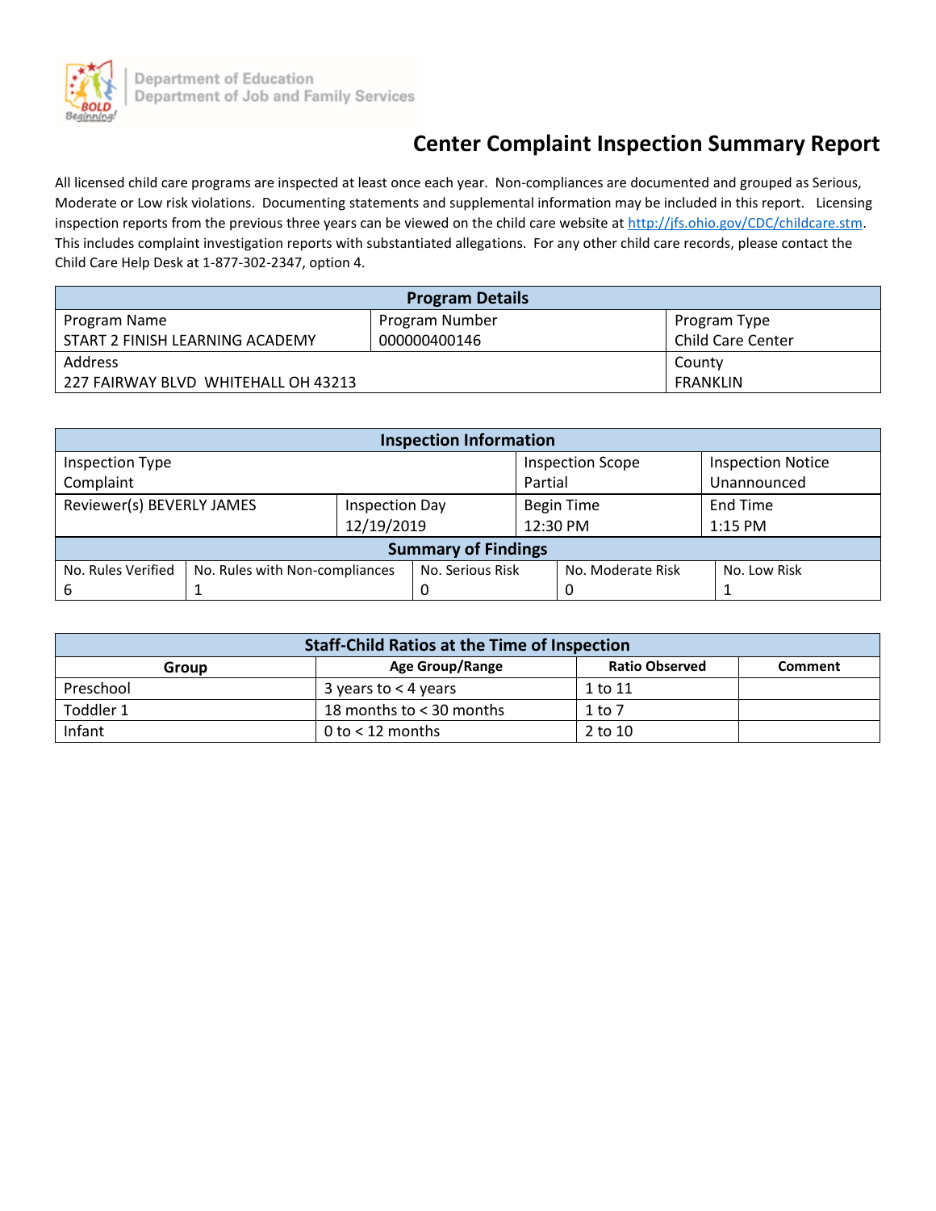Department of Education
Department of Job and Family Services

# Center Complaint Inspection Summary Report

All licensed child care programs are inspected at least once each year. Non-compliances are documented and grouped as Serious, Moderate or Low risk violations. Documenting statements and supplemental information may be included in this report. Licensing inspection reports from the previous three years can be viewed on the child care website at http://jfs.ohio.gov/CDC/childcare.stm. This includes complaint investigation reports with substantiated allegations. For any other child care records, please contact the Child Care Help Desk at 1-877-302-2347, option 4.

| Program Details | | |
|---|---|---|
| Program Name<br>START 2 FINISH LEARNING ACADEMY | Program Number<br>000000400146 | Program Type<br>Child Care Center |
| Address<br>227 FAIRWAY BLVD WHITEHALL OH 43213 | | County<br>FRANKLIN |

| Inspection Information | | | |
|---|---|---|---|
| Inspection Type<br>Complaint | | Inspection Scope<br>Partial | Inspection Notice<br>Unannounced |
| Reviewer(s) BEVERLY JAMES | Inspection Day<br>12/19/2019 | Begin Time<br>12:30 PM | End Time<br>1:15 PM |

| Summary of Findings | | | | |
|---|---|---|---|---|
| No. Rules Verified | No. Rules with Non-compliances | No. Serious Risk | No. Moderate Risk | No. Low Risk |
| 6 | 1 | 0 | 0 | 1 |

| Staff-Child Ratios at the Time of Inspection | | | |
|---|---|---|---|
| **Group** | **Age Group/Range** | **Ratio Observed** | **Comment** |
| Preschool | 3 years to < 4 years | 1 to 11 | |
| Toddler 1 | 18 months to < 30 months | 1 to 7 | |
| Infant | 0 to < 12 months | 2 to 10 | |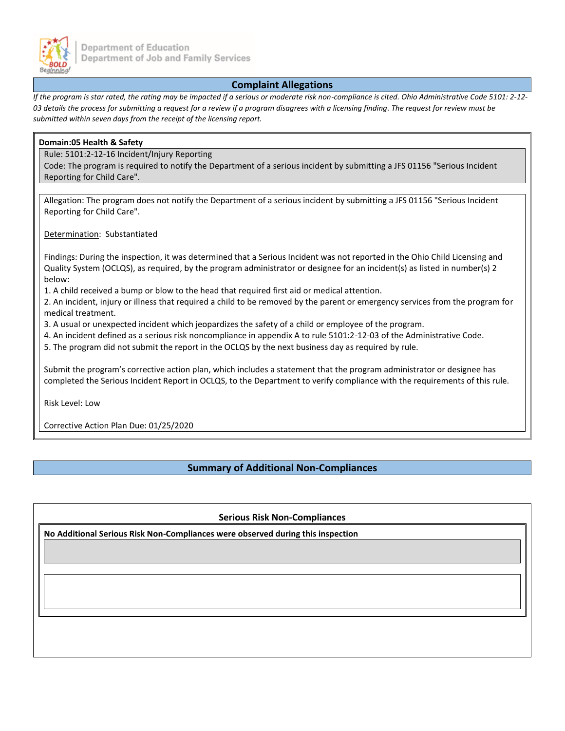## Complaint Allegations

*If the program is star rated, the rating may be impacted if a serious or moderate risk non-compliance is cited. Ohio Administrative Code 5101: 2-12-03 details the process for submitting a request for a review if a program disagrees with a licensing finding. The request for review must be submitted within seven days from the receipt of the licensing report.*

**Domain:05 Health & Safety**

Rule: 5101:2-12-16 Incident/Injury Reporting

Code: The program is required to notify the Department of a serious incident by submitting a JFS 01156 "Serious Incident Reporting for Child Care".

Allegation: The program does not notify the Department of a serious incident by submitting a JFS 01156 "Serious Incident Reporting for Child Care".

Determination: Substantiated

Findings: During the inspection, it was determined that a Serious Incident was not reported in the Ohio Child Licensing and Quality System (OCLQS), as required, by the program administrator or designee for an incident(s) as listed in number(s) 2 below:

1. A child received a bump or blow to the head that required first aid or medical attention.
2. An incident, injury or illness that required a child to be removed by the parent or emergency services from the program for medical treatment.
3. A usual or unexpected incident which jeopardizes the safety of a child or employee of the program.
4. An incident defined as a serious risk noncompliance in appendix A to rule 5101:2-12-03 of the Administrative Code.
5. The program did not submit the report in the OCLQS by the next business day as required by rule.

Submit the program's corrective action plan, which includes a statement that the program administrator or designee has completed the Serious Incident Report in OCLQS, to the Department to verify compliance with the requirements of this rule.

Risk Level: Low

Corrective Action Plan Due: 01/25/2020

## Summary of Additional Non-Compliances

### Serious Risk Non-Compliances

**No Additional Serious Risk Non-Compliances were observed during this inspection**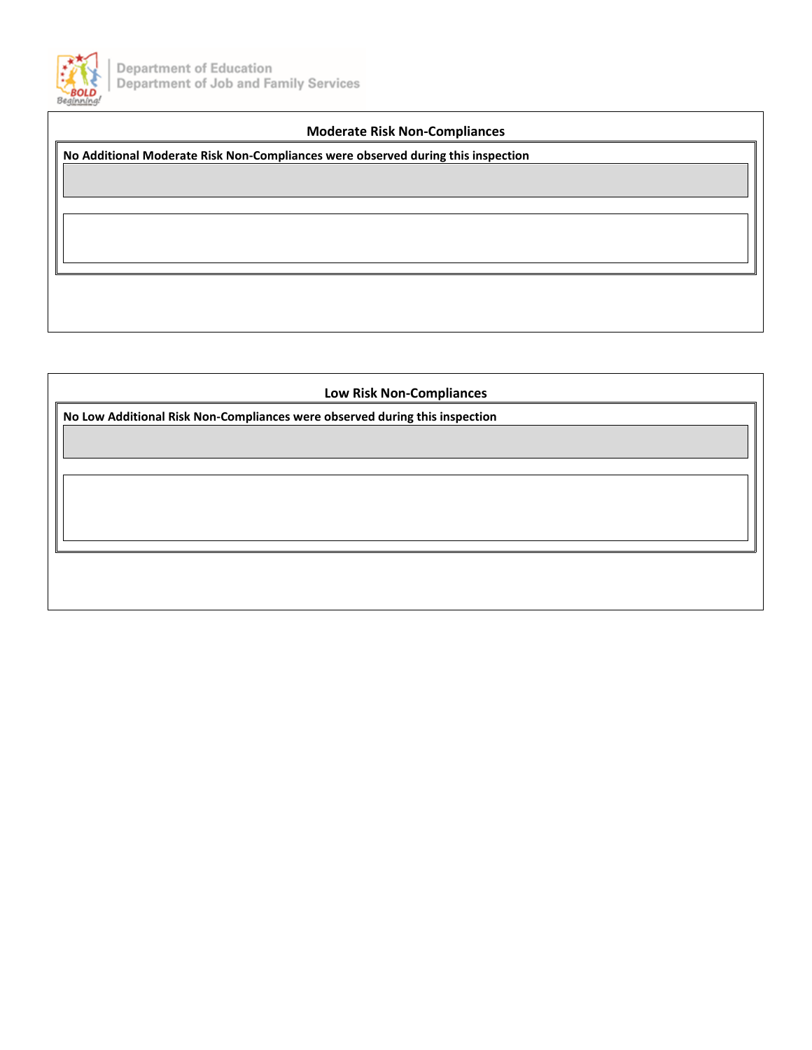## Moderate Risk Non-Compliances

**No Additional Moderate Risk Non-Compliances were observed during this inspection**

## Low Risk Non-Compliances

**No Low Additional Risk Non-Compliances were observed during this inspection**